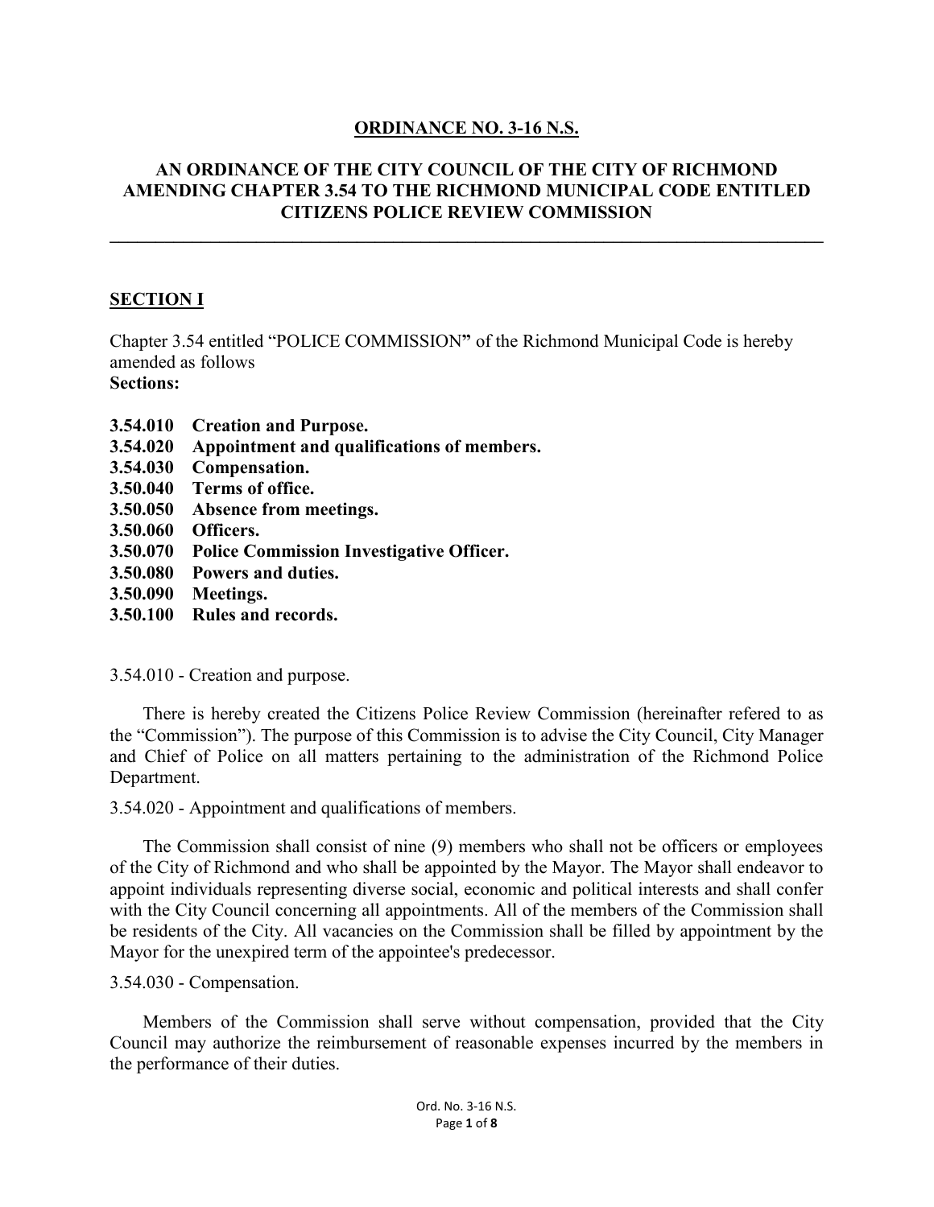**ORDINANCE NO. 3-16 N.S.**

**AN ORDINANCE OF THE CITY COUNCIL OF THE CITY OF RICHMOND AMENDING CHAPTER 3.54 TO THE RICHMOND MUNICIPAL CODE ENTITLED CITIZENS POLICE REVIEW COMMISSION**

---

## SECTION I

Chapter 3.54 entitled "POLICE COMMISSION**"** of the Richmond Municipal Code is hereby amended as follows
**Sections:**

**3.54.010 Creation and Purpose.**
**3.54.020 Appointment and qualifications of members.**
**3.54.030 Compensation.**
**3.50.040 Terms of office.**
**3.50.050 Absence from meetings.**
**3.50.060 Officers.**
**3.50.070 Police Commission Investigative Officer.**
**3.50.080 Powers and duties.**
**3.50.090 Meetings.**
**3.50.100 Rules and records.**

3.54.010 - Creation and purpose.

There is hereby created the Citizens Police Review Commission (hereinafter refered to as the "Commission"). The purpose of this Commission is to advise the City Council, City Manager and Chief of Police on all matters pertaining to the administration of the Richmond Police Department.

3.54.020 - Appointment and qualifications of members.

The Commission shall consist of nine (9) members who shall not be officers or employees of the City of Richmond and who shall be appointed by the Mayor. The Mayor shall endeavor to appoint individuals representing diverse social, economic and political interests and shall confer with the City Council concerning all appointments. All of the members of the Commission shall be residents of the City. All vacancies on the Commission shall be filled by appointment by the Mayor for the unexpired term of the appointee's predecessor.

3.54.030 - Compensation.

Members of the Commission shall serve without compensation, provided that the City Council may authorize the reimbursement of reasonable expenses incurred by the members in the performance of their duties.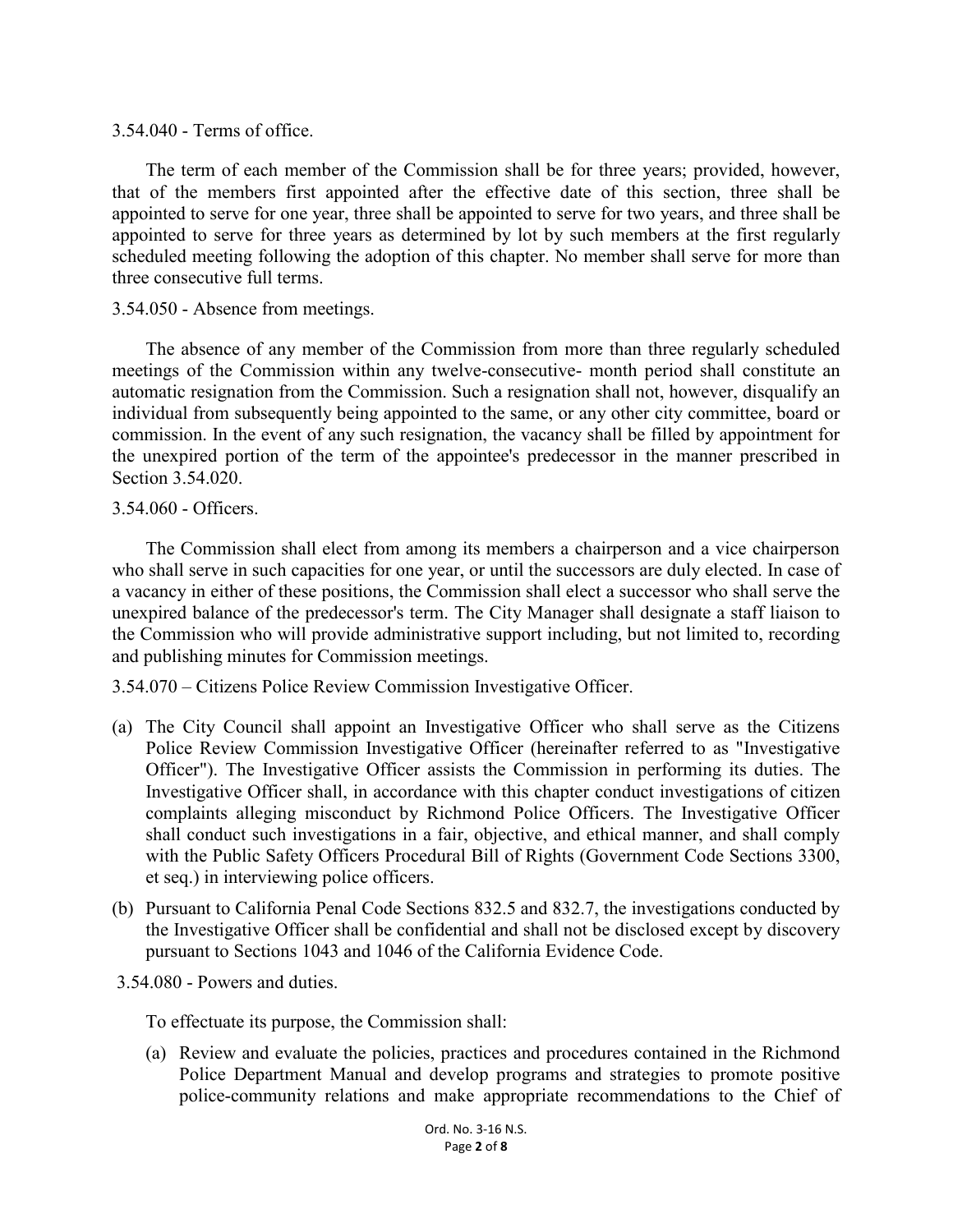3.54.040 - Terms of office.

The term of each member of the Commission shall be for three years; provided, however, that of the members first appointed after the effective date of this section, three shall be appointed to serve for one year, three shall be appointed to serve for two years, and three shall be appointed to serve for three years as determined by lot by such members at the first regularly scheduled meeting following the adoption of this chapter. No member shall serve for more than three consecutive full terms.

3.54.050 - Absence from meetings.

The absence of any member of the Commission from more than three regularly scheduled meetings of the Commission within any twelve-consecutive- month period shall constitute an automatic resignation from the Commission. Such a resignation shall not, however, disqualify an individual from subsequently being appointed to the same, or any other city committee, board or commission. In the event of any such resignation, the vacancy shall be filled by appointment for the unexpired portion of the term of the appointee's predecessor in the manner prescribed in Section 3.54.020.

3.54.060 - Officers.

The Commission shall elect from among its members a chairperson and a vice chairperson who shall serve in such capacities for one year, or until the successors are duly elected. In case of a vacancy in either of these positions, the Commission shall elect a successor who shall serve the unexpired balance of the predecessor's term. The City Manager shall designate a staff liaison to the Commission who will provide administrative support including, but not limited to, recording and publishing minutes for Commission meetings.

3.54.070 – Citizens Police Review Commission Investigative Officer.

(a) The City Council shall appoint an Investigative Officer who shall serve as the Citizens Police Review Commission Investigative Officer (hereinafter referred to as "Investigative Officer"). The Investigative Officer assists the Commission in performing its duties. The Investigative Officer shall, in accordance with this chapter conduct investigations of citizen complaints alleging misconduct by Richmond Police Officers. The Investigative Officer shall conduct such investigations in a fair, objective, and ethical manner, and shall comply with the Public Safety Officers Procedural Bill of Rights (Government Code Sections 3300, et seq.) in interviewing police officers.

(b) Pursuant to California Penal Code Sections 832.5 and 832.7, the investigations conducted by the Investigative Officer shall be confidential and shall not be disclosed except by discovery pursuant to Sections 1043 and 1046 of the California Evidence Code.

3.54.080 - Powers and duties.

To effectuate its purpose, the Commission shall:

(a) Review and evaluate the policies, practices and procedures contained in the Richmond Police Department Manual and develop programs and strategies to promote positive police-community relations and make appropriate recommendations to the Chief of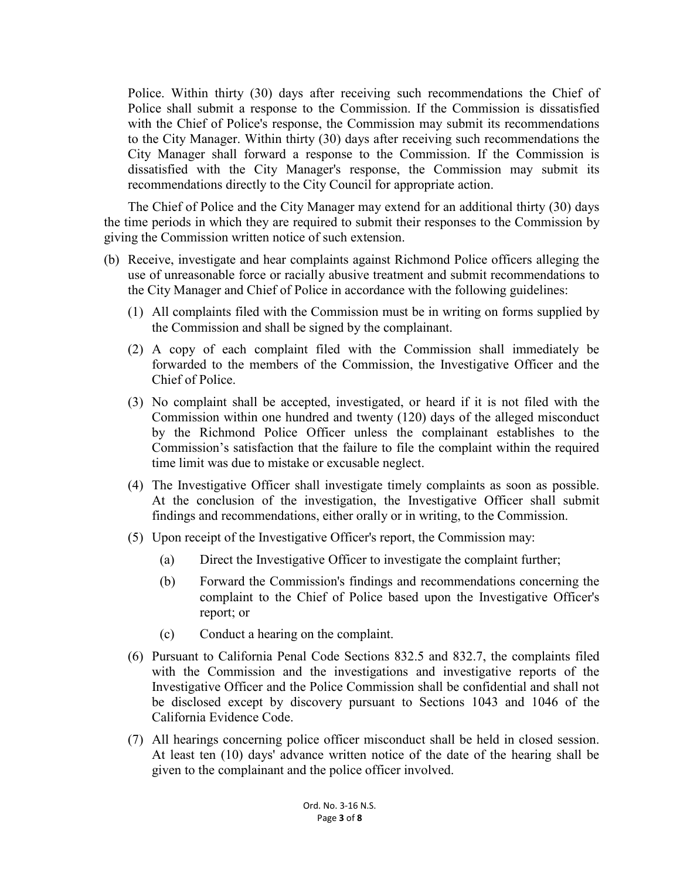Police. Within thirty (30) days after receiving such recommendations the Chief of Police shall submit a response to the Commission. If the Commission is dissatisfied with the Chief of Police's response, the Commission may submit its recommendations to the City Manager. Within thirty (30) days after receiving such recommendations the City Manager shall forward a response to the Commission. If the Commission is dissatisfied with the City Manager's response, the Commission may submit its recommendations directly to the City Council for appropriate action.

The Chief of Police and the City Manager may extend for an additional thirty (30) days the time periods in which they are required to submit their responses to the Commission by giving the Commission written notice of such extension.

(b) Receive, investigate and hear complaints against Richmond Police officers alleging the use of unreasonable force or racially abusive treatment and submit recommendations to the City Manager and Chief of Police in accordance with the following guidelines:

   (1) All complaints filed with the Commission must be in writing on forms supplied by the Commission and shall be signed by the complainant.

   (2) A copy of each complaint filed with the Commission shall immediately be forwarded to the members of the Commission, the Investigative Officer and the Chief of Police.

   (3) No complaint shall be accepted, investigated, or heard if it is not filed with the Commission within one hundred and twenty (120) days of the alleged misconduct by the Richmond Police Officer unless the complainant establishes to the Commission's satisfaction that the failure to file the complaint within the required time limit was due to mistake or excusable neglect.

   (4) The Investigative Officer shall investigate timely complaints as soon as possible. At the conclusion of the investigation, the Investigative Officer shall submit findings and recommendations, either orally or in writing, to the Commission.

   (5) Upon receipt of the Investigative Officer's report, the Commission may:

      (a) Direct the Investigative Officer to investigate the complaint further;

      (b) Forward the Commission's findings and recommendations concerning the complaint to the Chief of Police based upon the Investigative Officer's report; or

      (c) Conduct a hearing on the complaint.

   (6) Pursuant to California Penal Code Sections 832.5 and 832.7, the complaints filed with the Commission and the investigations and investigative reports of the Investigative Officer and the Police Commission shall be confidential and shall not be disclosed except by discovery pursuant to Sections 1043 and 1046 of the California Evidence Code.

   (7) All hearings concerning police officer misconduct shall be held in closed session. At least ten (10) days' advance written notice of the date of the hearing shall be given to the complainant and the police officer involved.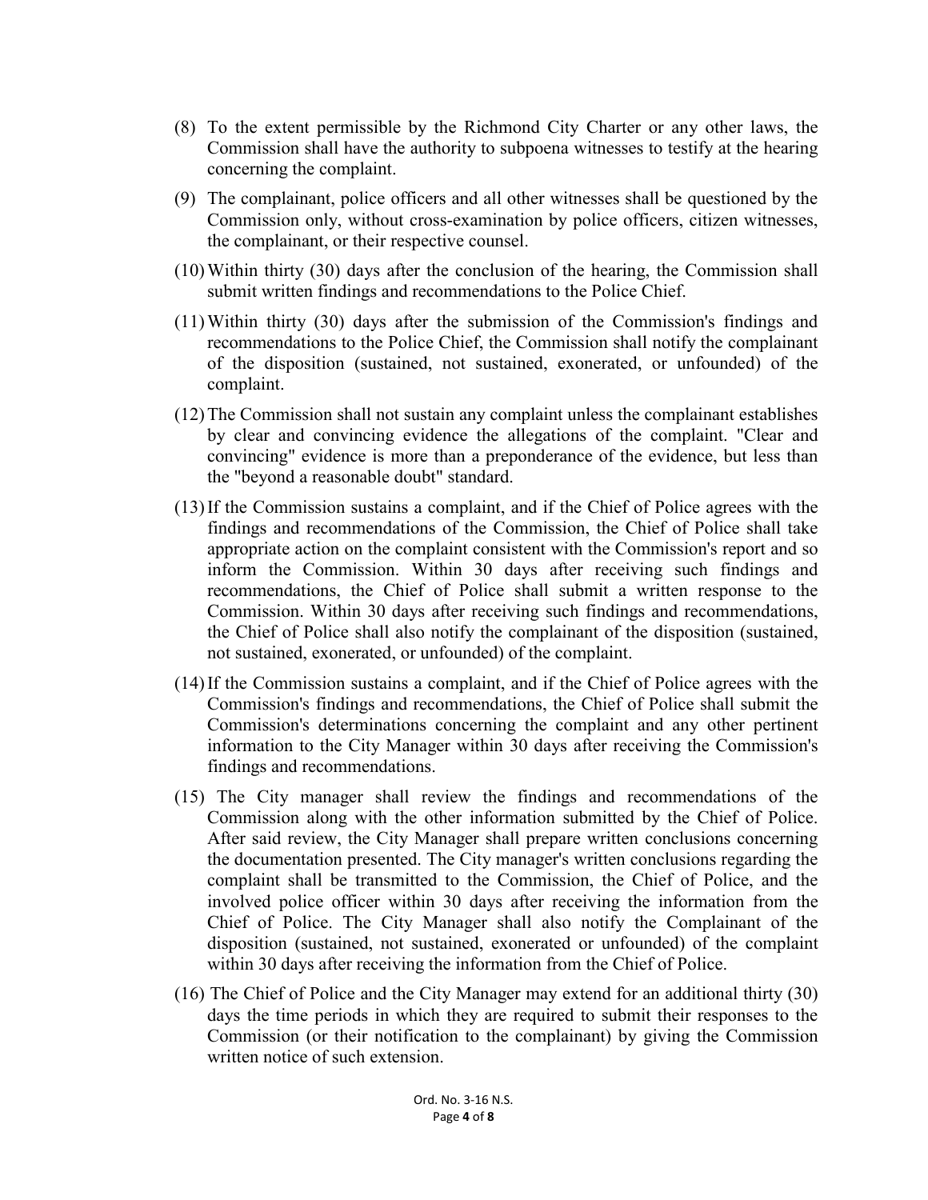(8) To the extent permissible by the Richmond City Charter or any other laws, the Commission shall have the authority to subpoena witnesses to testify at the hearing concerning the complaint.

(9) The complainant, police officers and all other witnesses shall be questioned by the Commission only, without cross-examination by police officers, citizen witnesses, the complainant, or their respective counsel.

(10) Within thirty (30) days after the conclusion of the hearing, the Commission shall submit written findings and recommendations to the Police Chief.

(11) Within thirty (30) days after the submission of the Commission's findings and recommendations to the Police Chief, the Commission shall notify the complainant of the disposition (sustained, not sustained, exonerated, or unfounded) of the complaint.

(12) The Commission shall not sustain any complaint unless the complainant establishes by clear and convincing evidence the allegations of the complaint. "Clear and convincing" evidence is more than a preponderance of the evidence, but less than the "beyond a reasonable doubt" standard.

(13) If the Commission sustains a complaint, and if the Chief of Police agrees with the findings and recommendations of the Commission, the Chief of Police shall take appropriate action on the complaint consistent with the Commission's report and so inform the Commission. Within 30 days after receiving such findings and recommendations, the Chief of Police shall submit a written response to the Commission. Within 30 days after receiving such findings and recommendations, the Chief of Police shall also notify the complainant of the disposition (sustained, not sustained, exonerated, or unfounded) of the complaint.

(14) If the Commission sustains a complaint, and if the Chief of Police agrees with the Commission's findings and recommendations, the Chief of Police shall submit the Commission's determinations concerning the complaint and any other pertinent information to the City Manager within 30 days after receiving the Commission's findings and recommendations.

(15) The City manager shall review the findings and recommendations of the Commission along with the other information submitted by the Chief of Police. After said review, the City Manager shall prepare written conclusions concerning the documentation presented. The City manager's written conclusions regarding the complaint shall be transmitted to the Commission, the Chief of Police, and the involved police officer within 30 days after receiving the information from the Chief of Police. The City Manager shall also notify the Complainant of the disposition (sustained, not sustained, exonerated or unfounded) of the complaint within 30 days after receiving the information from the Chief of Police.

(16) The Chief of Police and the City Manager may extend for an additional thirty (30) days the time periods in which they are required to submit their responses to the Commission (or their notification to the complainant) by giving the Commission written notice of such extension.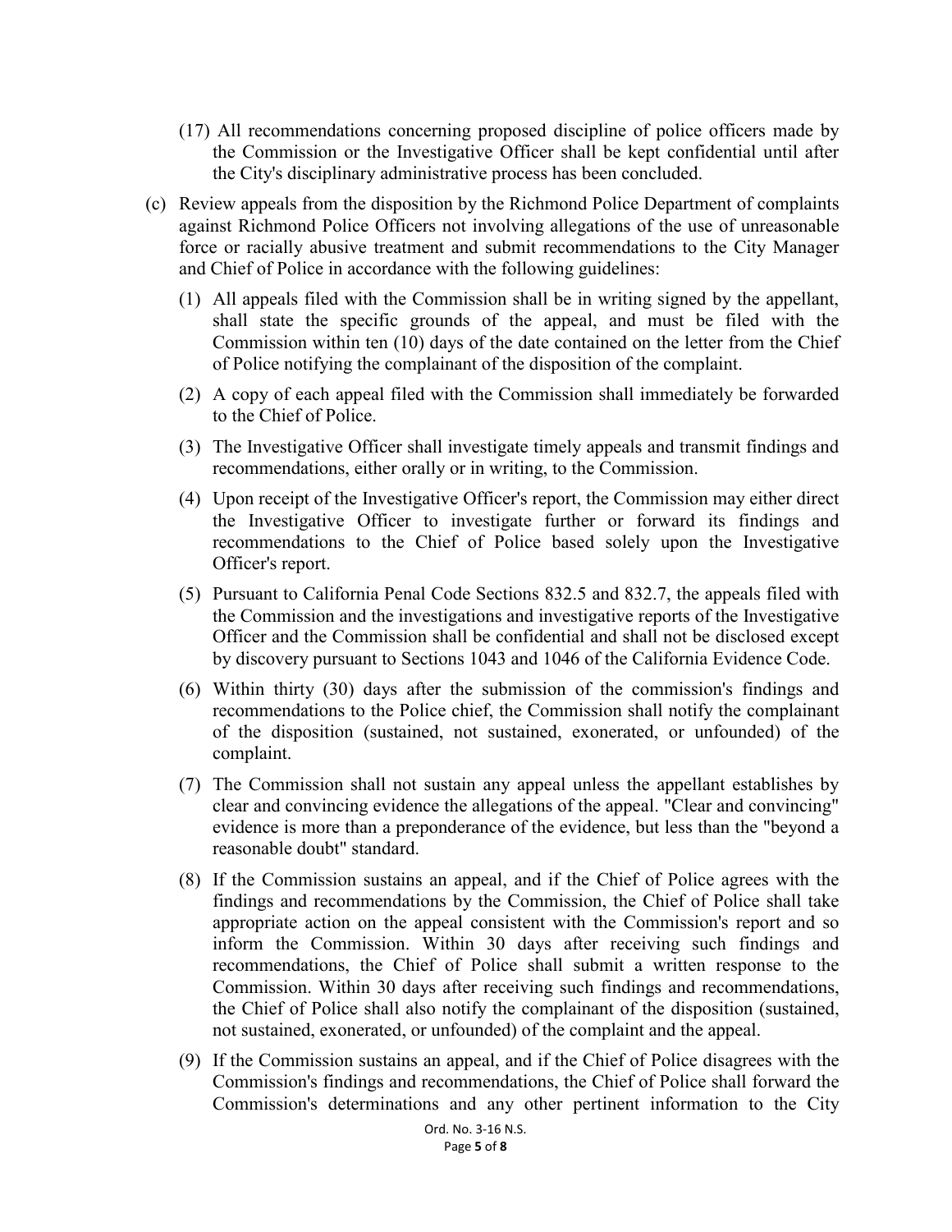(17) All recommendations concerning proposed discipline of police officers made by the Commission or the Investigative Officer shall be kept confidential until after the City's disciplinary administrative process has been concluded.

(c) Review appeals from the disposition by the Richmond Police Department of complaints against Richmond Police Officers not involving allegations of the use of unreasonable force or racially abusive treatment and submit recommendations to the City Manager and Chief of Police in accordance with the following guidelines:

(1) All appeals filed with the Commission shall be in writing signed by the appellant, shall state the specific grounds of the appeal, and must be filed with the Commission within ten (10) days of the date contained on the letter from the Chief of Police notifying the complainant of the disposition of the complaint.

(2) A copy of each appeal filed with the Commission shall immediately be forwarded to the Chief of Police.

(3) The Investigative Officer shall investigate timely appeals and transmit findings and recommendations, either orally or in writing, to the Commission.

(4) Upon receipt of the Investigative Officer's report, the Commission may either direct the Investigative Officer to investigate further or forward its findings and recommendations to the Chief of Police based solely upon the Investigative Officer's report.

(5) Pursuant to California Penal Code Sections 832.5 and 832.7, the appeals filed with the Commission and the investigations and investigative reports of the Investigative Officer and the Commission shall be confidential and shall not be disclosed except by discovery pursuant to Sections 1043 and 1046 of the California Evidence Code.

(6) Within thirty (30) days after the submission of the commission's findings and recommendations to the Police chief, the Commission shall notify the complainant of the disposition (sustained, not sustained, exonerated, or unfounded) of the complaint.

(7) The Commission shall not sustain any appeal unless the appellant establishes by clear and convincing evidence the allegations of the appeal. "Clear and convincing" evidence is more than a preponderance of the evidence, but less than the "beyond a reasonable doubt" standard.

(8) If the Commission sustains an appeal, and if the Chief of Police agrees with the findings and recommendations by the Commission, the Chief of Police shall take appropriate action on the appeal consistent with the Commission's report and so inform the Commission. Within 30 days after receiving such findings and recommendations, the Chief of Police shall submit a written response to the Commission. Within 30 days after receiving such findings and recommendations, the Chief of Police shall also notify the complainant of the disposition (sustained, not sustained, exonerated, or unfounded) of the complaint and the appeal.

(9) If the Commission sustains an appeal, and if the Chief of Police disagrees with the Commission's findings and recommendations, the Chief of Police shall forward the Commission's determinations and any other pertinent information to the City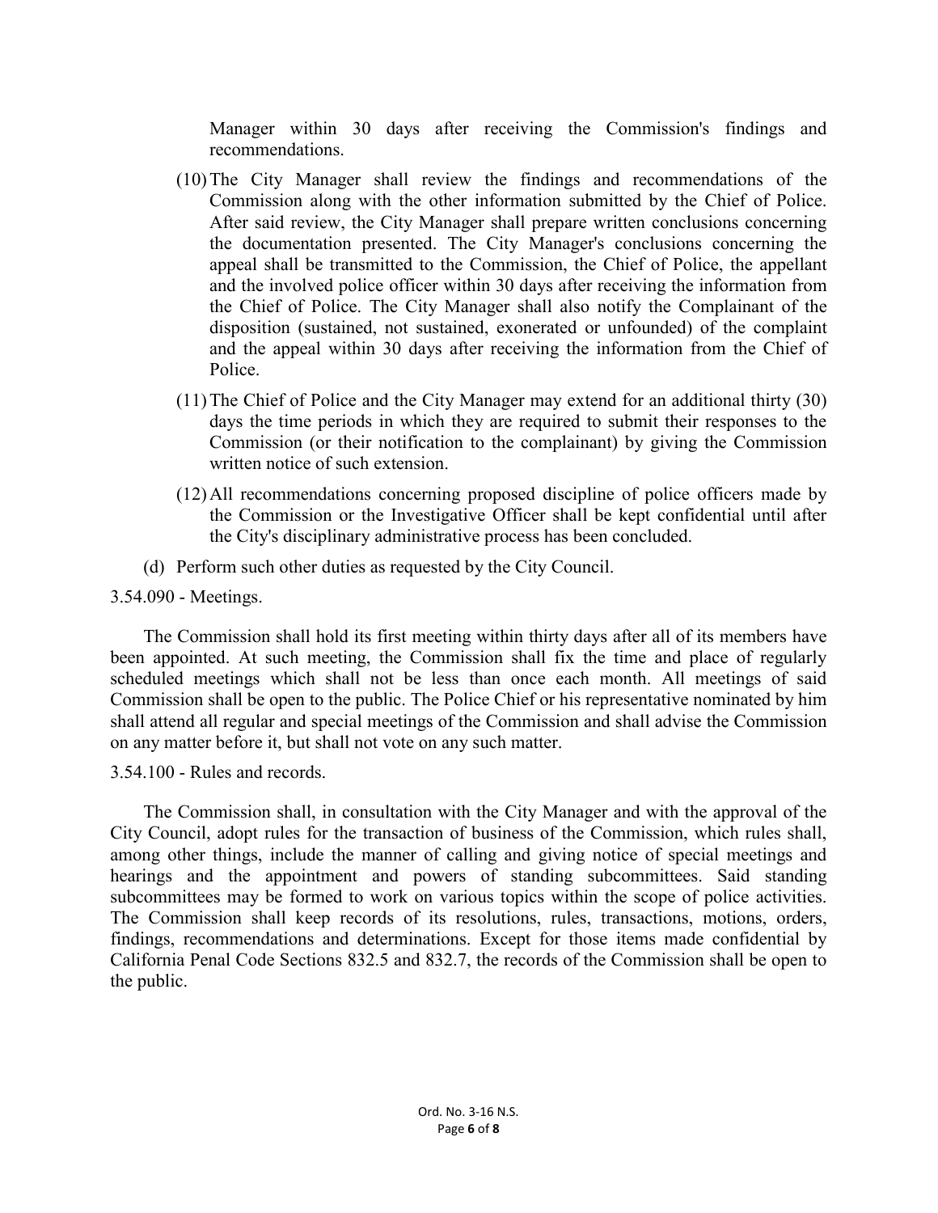Manager within 30 days after receiving the Commission's findings and recommendations.

(10) The City Manager shall review the findings and recommendations of the Commission along with the other information submitted by the Chief of Police. After said review, the City Manager shall prepare written conclusions concerning the documentation presented. The City Manager's conclusions concerning the appeal shall be transmitted to the Commission, the Chief of Police, the appellant and the involved police officer within 30 days after receiving the information from the Chief of Police. The City Manager shall also notify the Complainant of the disposition (sustained, not sustained, exonerated or unfounded) of the complaint and the appeal within 30 days after receiving the information from the Chief of Police.

(11) The Chief of Police and the City Manager may extend for an additional thirty (30) days the time periods in which they are required to submit their responses to the Commission (or their notification to the complainant) by giving the Commission written notice of such extension.

(12) All recommendations concerning proposed discipline of police officers made by the Commission or the Investigative Officer shall be kept confidential until after the City's disciplinary administrative process has been concluded.

(d) Perform such other duties as requested by the City Council.

3.54.090 - Meetings.

The Commission shall hold its first meeting within thirty days after all of its members have been appointed. At such meeting, the Commission shall fix the time and place of regularly scheduled meetings which shall not be less than once each month. All meetings of said Commission shall be open to the public. The Police Chief or his representative nominated by him shall attend all regular and special meetings of the Commission and shall advise the Commission on any matter before it, but shall not vote on any such matter.

3.54.100 - Rules and records.

The Commission shall, in consultation with the City Manager and with the approval of the City Council, adopt rules for the transaction of business of the Commission, which rules shall, among other things, include the manner of calling and giving notice of special meetings and hearings and the appointment and powers of standing subcommittees. Said standing subcommittees may be formed to work on various topics within the scope of police activities. The Commission shall keep records of its resolutions, rules, transactions, motions, orders, findings, recommendations and determinations. Except for those items made confidential by California Penal Code Sections 832.5 and 832.7, the records of the Commission shall be open to the public.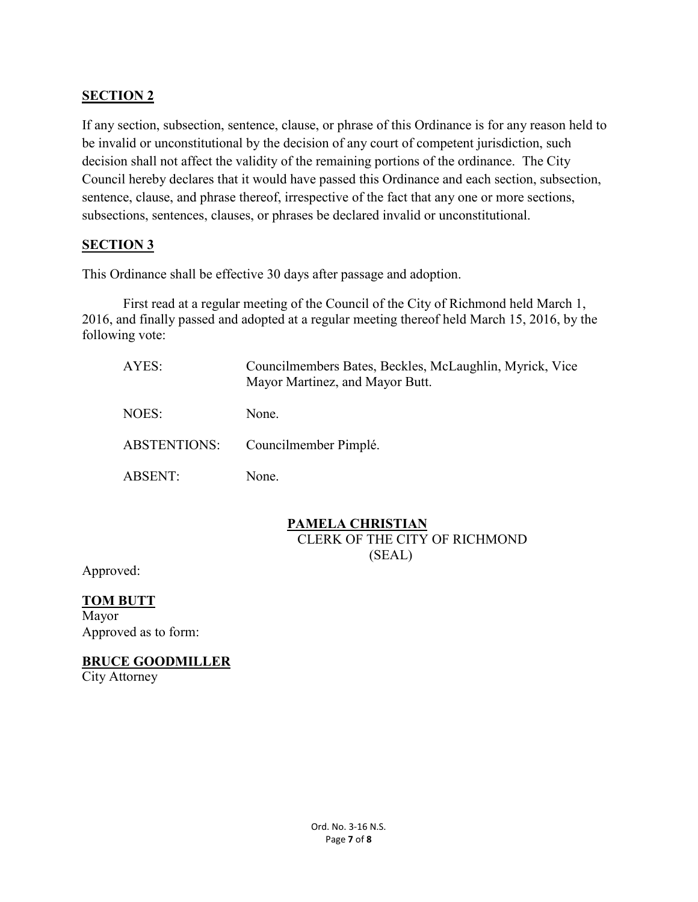## SECTION 2

If any section, subsection, sentence, clause, or phrase of this Ordinance is for any reason held to be invalid or unconstitutional by the decision of any court of competent jurisdiction, such decision shall not affect the validity of the remaining portions of the ordinance. The City Council hereby declares that it would have passed this Ordinance and each section, subsection, sentence, clause, and phrase thereof, irrespective of the fact that any one or more sections, subsections, sentences, clauses, or phrases be declared invalid or unconstitutional.

## SECTION 3

This Ordinance shall be effective 30 days after passage and adoption.

First read at a regular meeting of the Council of the City of Richmond held March 1, 2016, and finally passed and adopted at a regular meeting thereof held March 15, 2016, by the following vote:

| | |
|---|---|
| AYES: | Councilmembers Bates, Beckles, McLaughlin, Myrick, Vice Mayor Martinez, and Mayor Butt. |
| NOES: | None. |
| ABSTENTIONS: | Councilmember Pimplé. |
| ABSENT: | None. |

**PAMELA CHRISTIAN**
CLERK OF THE CITY OF RICHMOND
(SEAL)

Approved:

**TOM BUTT**
Mayor

Approved as to form:

**BRUCE GOODMILLER**
City Attorney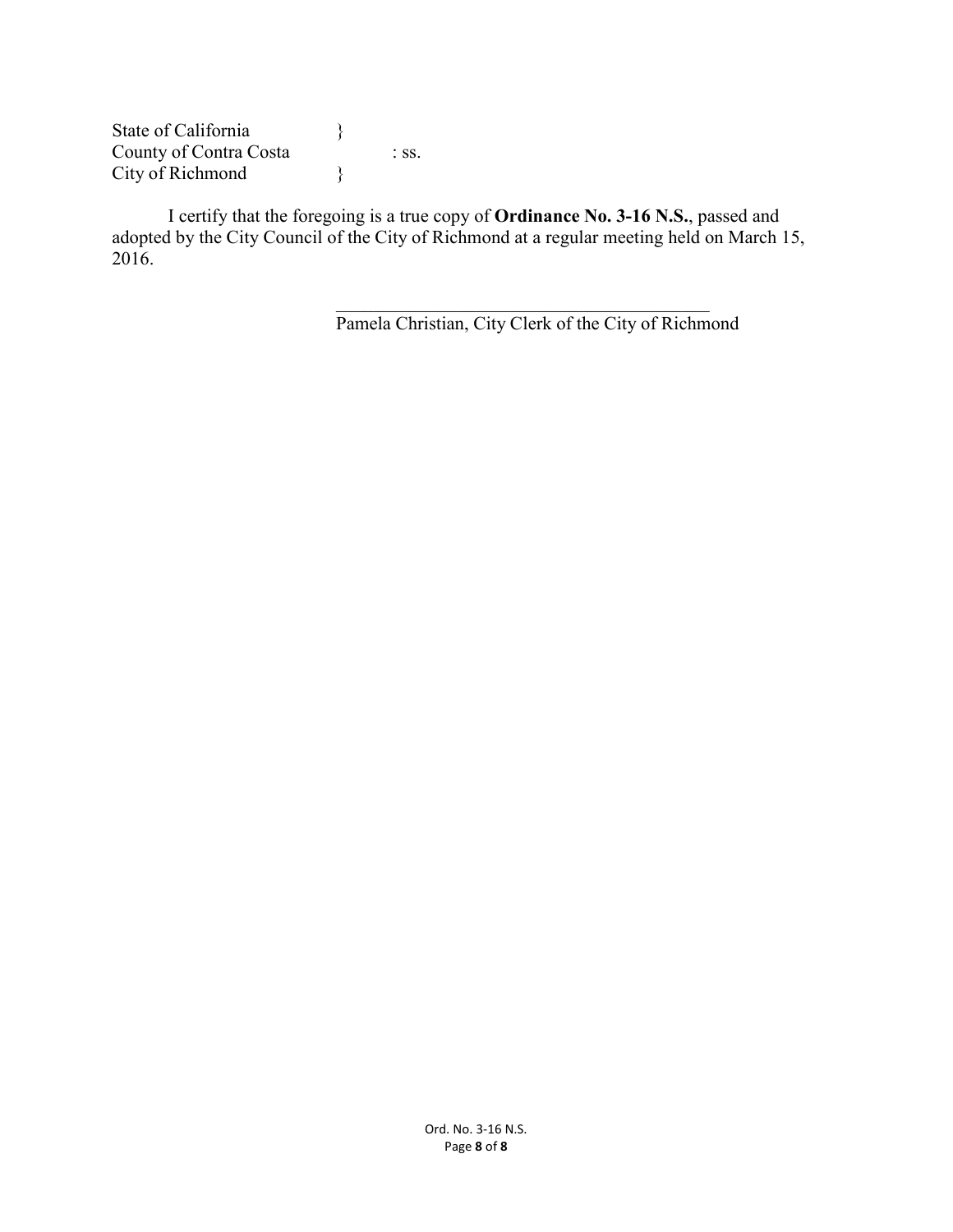State of California }
County of Contra Costa : ss.
City of Richmond }

I certify that the foregoing is a true copy of **Ordinance No. 3-16 N.S.**, passed and adopted by the City Council of the City of Richmond at a regular meeting held on March 15, 2016.

\_\_\_\_\_\_\_\_\_\_\_\_\_\_\_\_\_\_\_\_\_\_\_\_\_\_\_\_\_\_\_\_\_\_\_\_\_\_\_\_

Pamela Christian, City Clerk of the City of Richmond